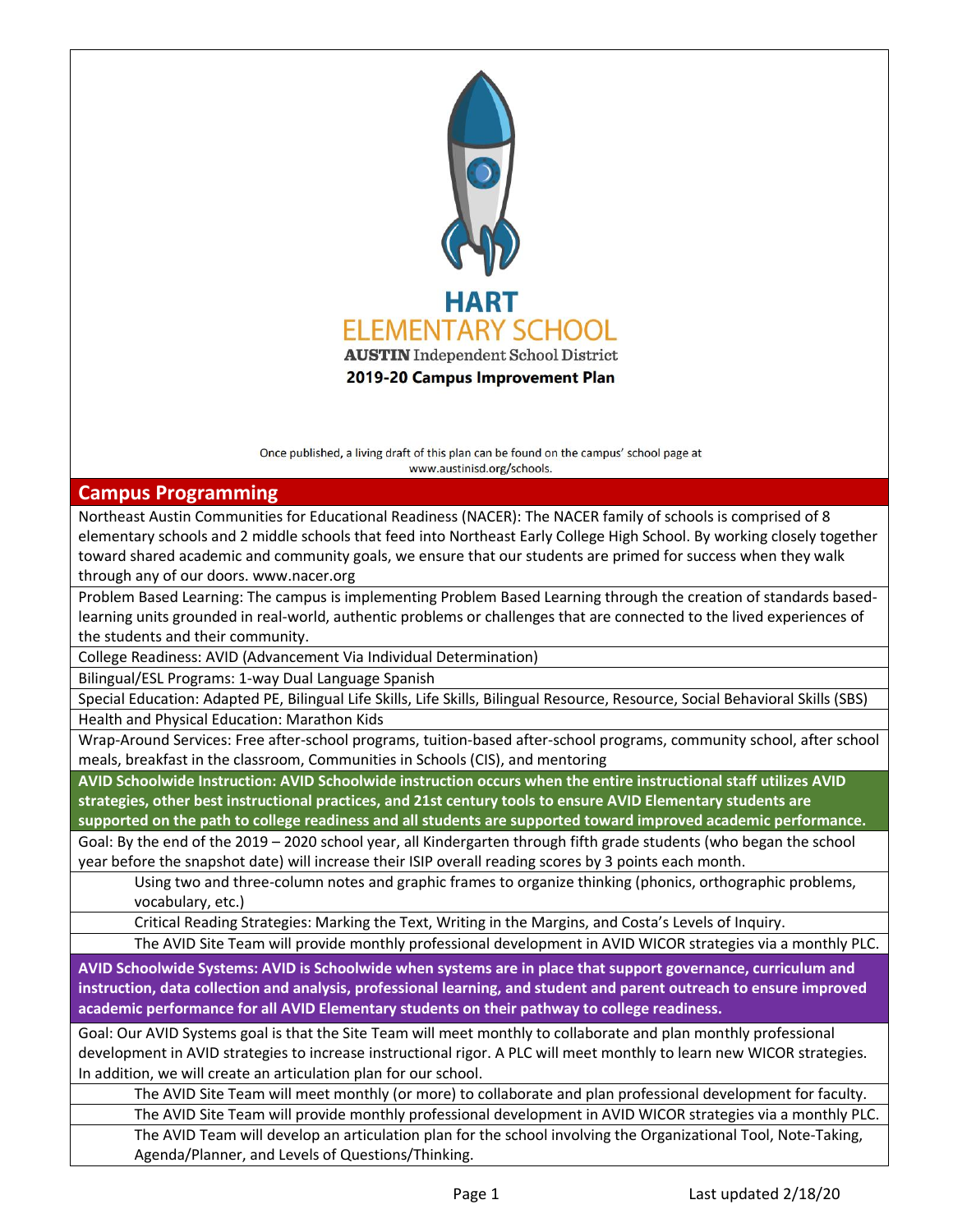# HART ELEMENTARY SCHOOL

**AUSTIN** Independent School District

**2019-20 Campus Improvement Plan**

Once published, a living draft of this plan can be found on the campus' school page at www.austinisd.org/schools.

## Campus Programming

Northeast Austin Communities for Educational Readiness (NACER): The NACER family of schools is comprised of 8 elementary schools and 2 middle schools that feed into Northeast Early College High School. By working closely together toward shared academic and community goals, we ensure that our students are primed for success when they walk through any of our doors. www.nacer.org

Problem Based Learning: The campus is implementing Problem Based Learning through the creation of standards based-learning units grounded in real-world, authentic problems or challenges that are connected to the lived experiences of the students and their community.

College Readiness: AVID (Advancement Via Individual Determination)

Bilingual/ESL Programs: 1-way Dual Language Spanish

Special Education: Adapted PE, Bilingual Life Skills, Life Skills, Bilingual Resource, Resource, Social Behavioral Skills (SBS)

Health and Physical Education: Marathon Kids

Wrap-Around Services: Free after-school programs, tuition-based after-school programs, community school, after school meals, breakfast in the classroom, Communities in Schools (CIS), and mentoring

**AVID Schoolwide Instruction: AVID Schoolwide instruction occurs when the entire instructional staff utilizes AVID strategies, other best instructional practices, and 21st century tools to ensure AVID Elementary students are supported on the path to college readiness and all students are supported toward improved academic performance.**

Goal: By the end of the 2019 – 2020 school year, all Kindergarten through fifth grade students (who began the school year before the snapshot date) will increase their ISIP overall reading scores by 3 points each month.

- Using two and three-column notes and graphic frames to organize thinking (phonics, orthographic problems, vocabulary, etc.)
- Critical Reading Strategies: Marking the Text, Writing in the Margins, and Costa's Levels of Inquiry.
- The AVID Site Team will provide monthly professional development in AVID WICOR strategies via a monthly PLC.

**AVID Schoolwide Systems: AVID is Schoolwide when systems are in place that support governance, curriculum and instruction, data collection and analysis, professional learning, and student and parent outreach to ensure improved academic performance for all AVID Elementary students on their pathway to college readiness.**

Goal: Our AVID Systems goal is that the Site Team will meet monthly to collaborate and plan monthly professional development in AVID strategies to increase instructional rigor. A PLC will meet monthly to learn new WICOR strategies. In addition, we will create an articulation plan for our school.

- The AVID Site Team will meet monthly (or more) to collaborate and plan professional development for faculty.
- The AVID Site Team will provide monthly professional development in AVID WICOR strategies via a monthly PLC.
- The AVID Team will develop an articulation plan for the school involving the Organizational Tool, Note-Taking, Agenda/Planner, and Levels of Questions/Thinking.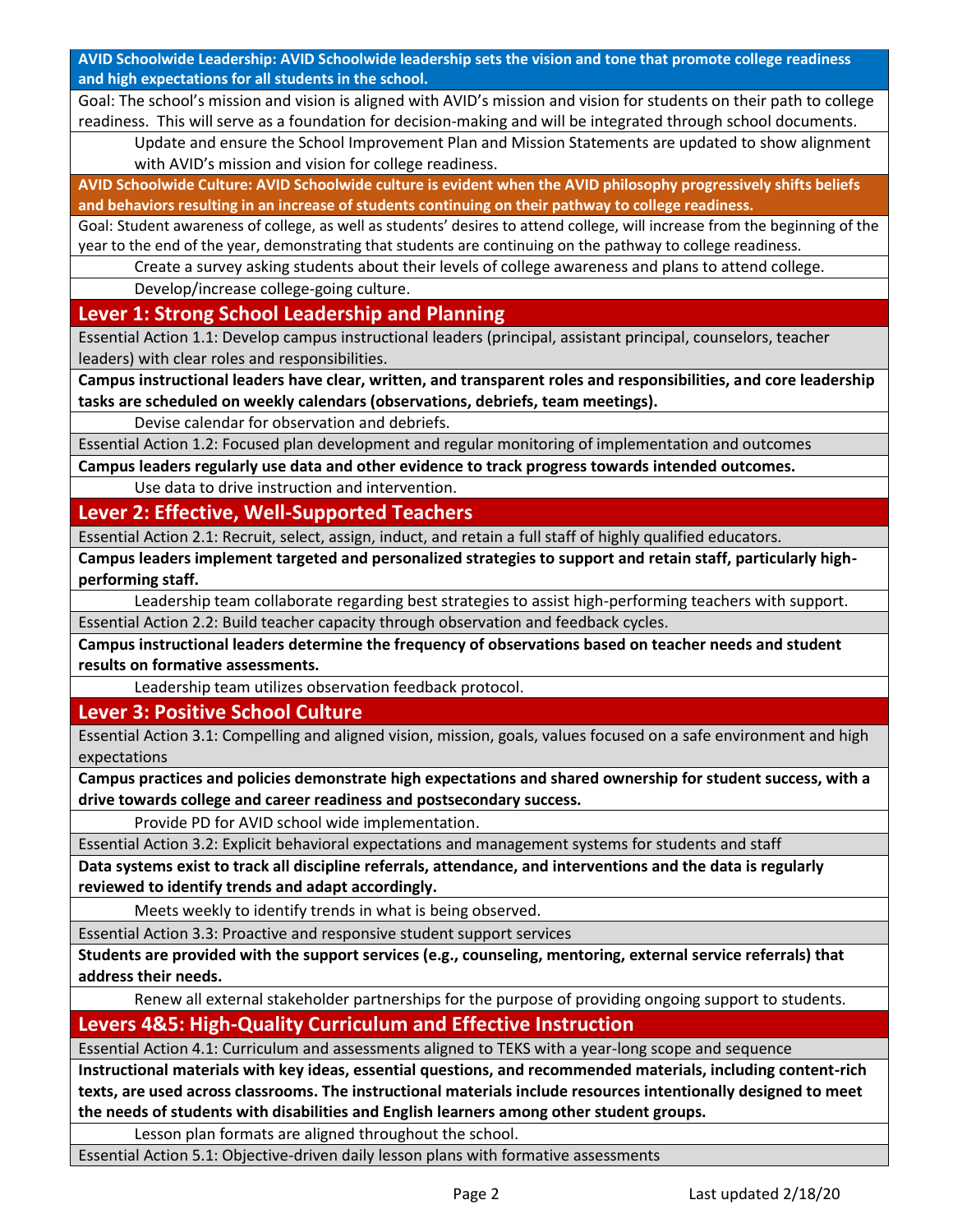**AVID Schoolwide Leadership: AVID Schoolwide leadership sets the vision and tone that promote college readiness and high expectations for all students in the school.**

Goal: The school's mission and vision is aligned with AVID's mission and vision for students on their path to college readiness. This will serve as a foundation for decision-making and will be integrated through school documents.

- Update and ensure the School Improvement Plan and Mission Statements are updated to show alignment with AVID's mission and vision for college readiness.

**AVID Schoolwide Culture: AVID Schoolwide culture is evident when the AVID philosophy progressively shifts beliefs and behaviors resulting in an increase of students continuing on their pathway to college readiness.**

Goal: Student awareness of college, as well as students' desires to attend college, will increase from the beginning of the year to the end of the year, demonstrating that students are continuing on the pathway to college readiness.

- Create a survey asking students about their levels of college awareness and plans to attend college.
- Develop/increase college-going culture.

## Lever 1: Strong School Leadership and Planning

Essential Action 1.1: Develop campus instructional leaders (principal, assistant principal, counselors, teacher leaders) with clear roles and responsibilities.

**Campus instructional leaders have clear, written, and transparent roles and responsibilities, and core leadership tasks are scheduled on weekly calendars (observations, debriefs, team meetings).**

- Devise calendar for observation and debriefs.

Essential Action 1.2: Focused plan development and regular monitoring of implementation and outcomes

**Campus leaders regularly use data and other evidence to track progress towards intended outcomes.**

- Use data to drive instruction and intervention.

## Lever 2: Effective, Well-Supported Teachers

Essential Action 2.1: Recruit, select, assign, induct, and retain a full staff of highly qualified educators.

**Campus leaders implement targeted and personalized strategies to support and retain staff, particularly high-performing staff.**

- Leadership team collaborate regarding best strategies to assist high-performing teachers with support.

Essential Action 2.2: Build teacher capacity through observation and feedback cycles.

**Campus instructional leaders determine the frequency of observations based on teacher needs and student results on formative assessments.**

- Leadership team utilizes observation feedback protocol.

## Lever 3: Positive School Culture

Essential Action 3.1: Compelling and aligned vision, mission, goals, values focused on a safe environment and high expectations

**Campus practices and policies demonstrate high expectations and shared ownership for student success, with a drive towards college and career readiness and postsecondary success.**

- Provide PD for AVID school wide implementation.

Essential Action 3.2: Explicit behavioral expectations and management systems for students and staff

**Data systems exist to track all discipline referrals, attendance, and interventions and the data is regularly reviewed to identify trends and adapt accordingly.**

- Meets weekly to identify trends in what is being observed.

Essential Action 3.3: Proactive and responsive student support services

**Students are provided with the support services (e.g., counseling, mentoring, external service referrals) that address their needs.**

- Renew all external stakeholder partnerships for the purpose of providing ongoing support to students.

## Levers 4&5: High-Quality Curriculum and Effective Instruction

Essential Action 4.1: Curriculum and assessments aligned to TEKS with a year-long scope and sequence

**Instructional materials with key ideas, essential questions, and recommended materials, including content-rich texts, are used across classrooms. The instructional materials include resources intentionally designed to meet the needs of students with disabilities and English learners among other student groups.**

- Lesson plan formats are aligned throughout the school.

Essential Action 5.1: Objective-driven daily lesson plans with formative assessments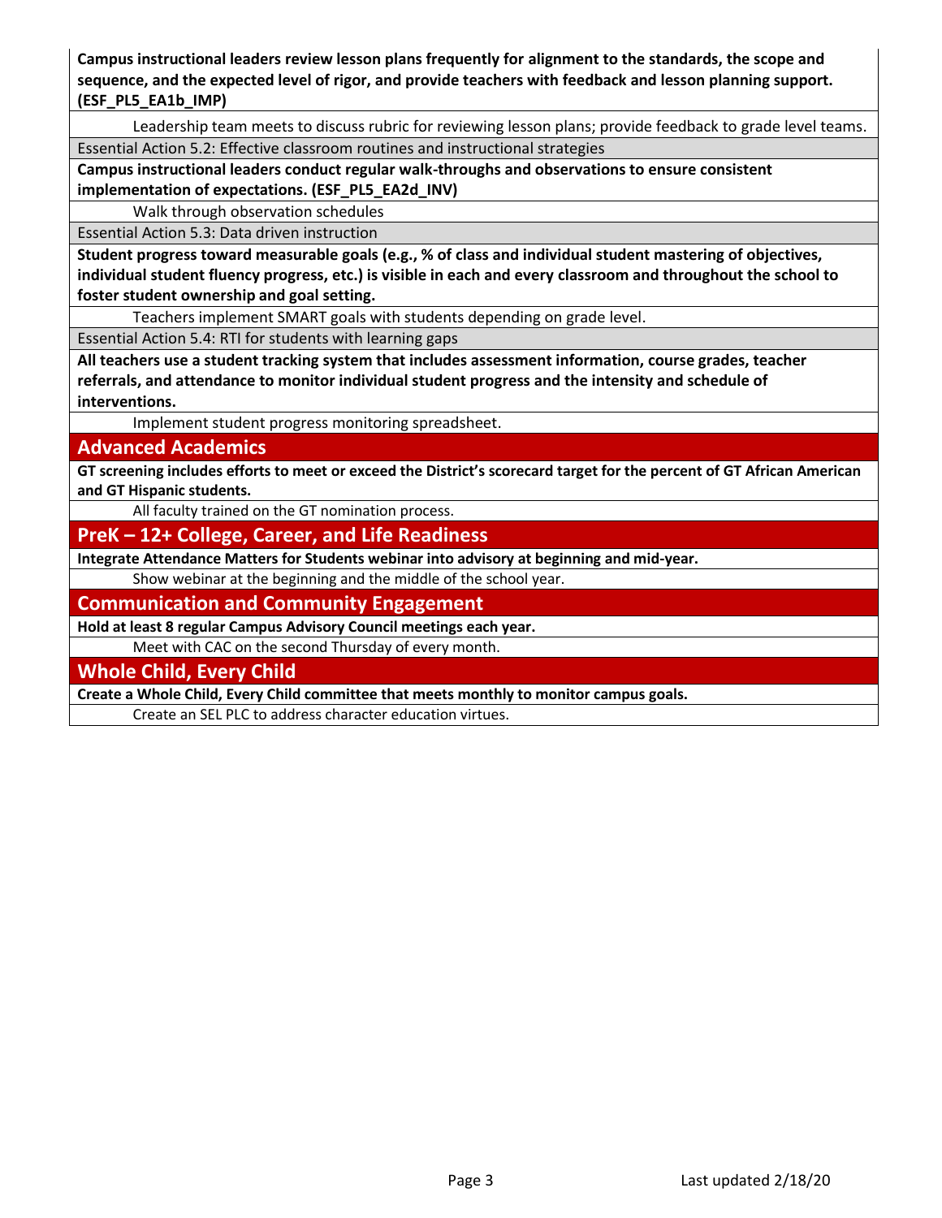**Campus instructional leaders review lesson plans frequently for alignment to the standards, the scope and sequence, and the expected level of rigor, and provide teachers with feedback and lesson planning support. (ESF_PL5_EA1b_IMP)**

Leadership team meets to discuss rubric for reviewing lesson plans; provide feedback to grade level teams.

Essential Action 5.2: Effective classroom routines and instructional strategies

**Campus instructional leaders conduct regular walk-throughs and observations to ensure consistent implementation of expectations. (ESF_PL5_EA2d_INV)**

Walk through observation schedules

Essential Action 5.3: Data driven instruction

**Student progress toward measurable goals (e.g., % of class and individual student mastering of objectives, individual student fluency progress, etc.) is visible in each and every classroom and throughout the school to foster student ownership and goal setting.**

Teachers implement SMART goals with students depending on grade level.

Essential Action 5.4: RTI for students with learning gaps

**All teachers use a student tracking system that includes assessment information, course grades, teacher referrals, and attendance to monitor individual student progress and the intensity and schedule of interventions.**

Implement student progress monitoring spreadsheet.

## Advanced Academics

**GT screening includes efforts to meet or exceed the District's scorecard target for the percent of GT African American and GT Hispanic students.**

All faculty trained on the GT nomination process.

## PreK – 12+ College, Career, and Life Readiness

**Integrate Attendance Matters for Students webinar into advisory at beginning and mid-year.**

Show webinar at the beginning and the middle of the school year.

## Communication and Community Engagement

**Hold at least 8 regular Campus Advisory Council meetings each year.**

Meet with CAC on the second Thursday of every month.

## Whole Child, Every Child

**Create a Whole Child, Every Child committee that meets monthly to monitor campus goals.**

Create an SEL PLC to address character education virtues.

Last updated 2/18/20